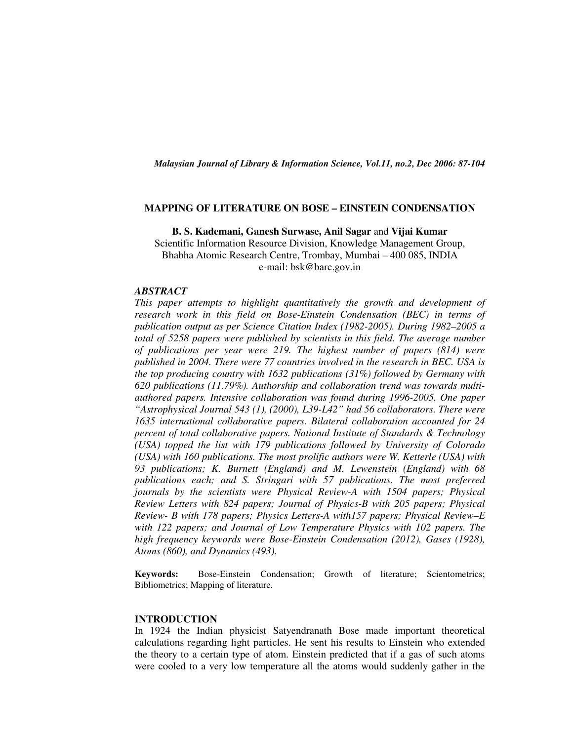*Malaysian Journal of Library & Information Science, Vol.11, no.2, Dec 2006: 87-104*

# MAPPING OF LITERATURE ON BOSE – EINSTEIN CONDENSATION

**B. S. Kademani, Ganesh Surwase, Anil Sagar** and **Vijai Kumar**
Scientific Information Resource Division, Knowledge Management Group,
Bhabha Atomic Research Centre, Trombay, Mumbai – 400 085, INDIA
e-mail: bsk@barc.gov.in

### *ABSTRACT*

*This paper attempts to highlight quantitatively the growth and development of research work in this field on Bose-Einstein Condensation (BEC) in terms of publication output as per Science Citation Index (1982-2005). During 1982–2005 a total of 5258 papers were published by scientists in this field. The average number of publications per year were 219. The highest number of papers (814) were published in 2004. There were 77 countries involved in the research in BEC. USA is the top producing country with 1632 publications (31%) followed by Germany with 620 publications (11.79%). Authorship and collaboration trend was towards multi-authored papers. Intensive collaboration was found during 1996-2005. One paper "Astrophysical Journal 543 (1), (2000), L39-L42" had 56 collaborators. There were 1635 international collaborative papers. Bilateral collaboration accounted for 24 percent of total collaborative papers. National Institute of Standards & Technology (USA) topped the list with 179 publications followed by University of Colorado (USA) with 160 publications. The most prolific authors were W. Ketterle (USA) with 93 publications; K. Burnett (England) and M. Lewenstein (England) with 68 publications each; and S. Stringari with 57 publications. The most preferred journals by the scientists were Physical Review-A with 1504 papers; Physical Review Letters with 824 papers; Journal of Physics-B with 205 papers; Physical Review- B with 178 papers; Physics Letters-A with157 papers; Physical Review–E with 122 papers; and Journal of Low Temperature Physics with 102 papers. The high frequency keywords were Bose-Einstein Condensation (2012), Gases (1928), Atoms (860), and Dynamics (493).*

**Keywords:** Bose-Einstein Condensation; Growth of literature; Scientometrics; Bibliometrics; Mapping of literature.

## INTRODUCTION

In 1924 the Indian physicist Satyendranath Bose made important theoretical calculations regarding light particles. He sent his results to Einstein who extended the theory to a certain type of atom. Einstein predicted that if a gas of such atoms were cooled to a very low temperature all the atoms would suddenly gather in the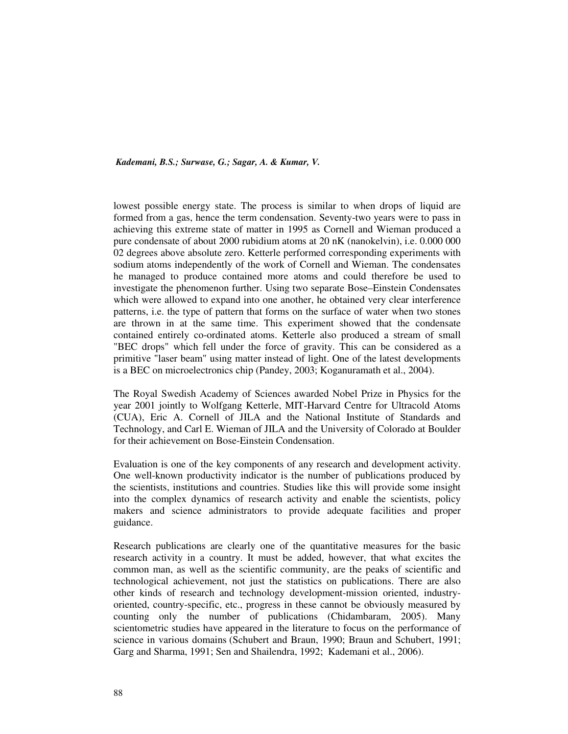lowest possible energy state. The process is similar to when drops of liquid are formed from a gas, hence the term condensation. Seventy-two years were to pass in achieving this extreme state of matter in 1995 as Cornell and Wieman produced a pure condensate of about 2000 rubidium atoms at 20 nK (nanokelvin), i.e. 0.000 000 02 degrees above absolute zero. Ketterle performed corresponding experiments with sodium atoms independently of the work of Cornell and Wieman. The condensates he managed to produce contained more atoms and could therefore be used to investigate the phenomenon further. Using two separate Bose–Einstein Condensates which were allowed to expand into one another, he obtained very clear interference patterns, i.e. the type of pattern that forms on the surface of water when two stones are thrown in at the same time. This experiment showed that the condensate contained entirely co-ordinated atoms. Ketterle also produced a stream of small "BEC drops" which fell under the force of gravity. This can be considered as a primitive "laser beam" using matter instead of light. One of the latest developments is a BEC on microelectronics chip (Pandey, 2003; Koganuramath et al., 2004).

The Royal Swedish Academy of Sciences awarded Nobel Prize in Physics for the year 2001 jointly to Wolfgang Ketterle, MIT-Harvard Centre for Ultracold Atoms (CUA), Eric A. Cornell of JILA and the National Institute of Standards and Technology, and Carl E. Wieman of JILA and the University of Colorado at Boulder for their achievement on Bose-Einstein Condensation.

Evaluation is one of the key components of any research and development activity. One well-known productivity indicator is the number of publications produced by the scientists, institutions and countries. Studies like this will provide some insight into the complex dynamics of research activity and enable the scientists, policy makers and science administrators to provide adequate facilities and proper guidance.

Research publications are clearly one of the quantitative measures for the basic research activity in a country. It must be added, however, that what excites the common man, as well as the scientific community, are the peaks of scientific and technological achievement, not just the statistics on publications. There are also other kinds of research and technology development-mission oriented, industry-oriented, country-specific, etc., progress in these cannot be obviously measured by counting only the number of publications (Chidambaram, 2005). Many scientometric studies have appeared in the literature to focus on the performance of science in various domains (Schubert and Braun, 1990; Braun and Schubert, 1991; Garg and Sharma, 1991; Sen and Shailendra, 1992; Kademani et al., 2006).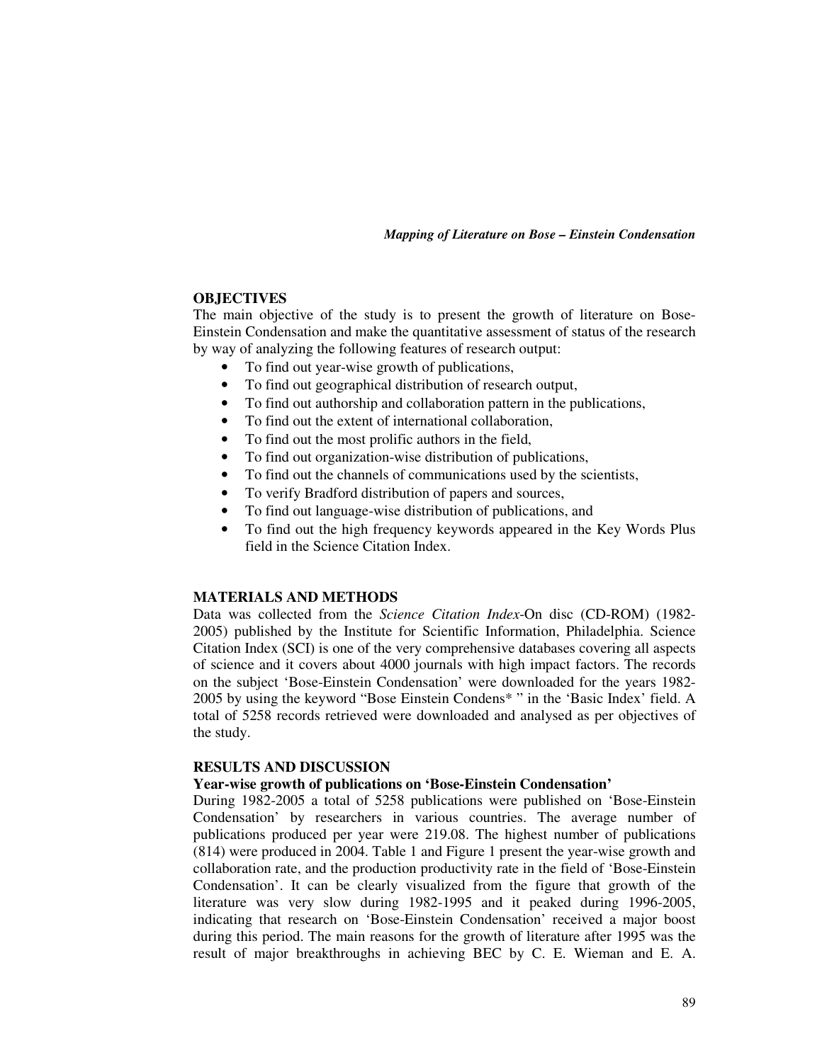## OBJECTIVES

The main objective of the study is to present the growth of literature on Bose-Einstein Condensation and make the quantitative assessment of status of the research by way of analyzing the following features of research output:

- To find out year-wise growth of publications,
- To find out geographical distribution of research output,
- To find out authorship and collaboration pattern in the publications,
- To find out the extent of international collaboration,
- To find out the most prolific authors in the field,
- To find out organization-wise distribution of publications,
- To find out the channels of communications used by the scientists,
- To verify Bradford distribution of papers and sources,
- To find out language-wise distribution of publications, and
- To find out the high frequency keywords appeared in the Key Words Plus field in the Science Citation Index.

## MATERIALS AND METHODS

Data was collected from the *Science Citation Index*-On disc (CD-ROM) (1982-2005) published by the Institute for Scientific Information, Philadelphia. Science Citation Index (SCI) is one of the very comprehensive databases covering all aspects of science and it covers about 4000 journals with high impact factors. The records on the subject 'Bose-Einstein Condensation' were downloaded for the years 1982-2005 by using the keyword "Bose Einstein Condens* " in the 'Basic Index' field. A total of 5258 records retrieved were downloaded and analysed as per objectives of the study.

## RESULTS AND DISCUSSION

### Year-wise growth of publications on 'Bose-Einstein Condensation'

During 1982-2005 a total of 5258 publications were published on 'Bose-Einstein Condensation' by researchers in various countries. The average number of publications produced per year were 219.08. The highest number of publications (814) were produced in 2004. Table 1 and Figure 1 present the year-wise growth and collaboration rate, and the production productivity rate in the field of 'Bose-Einstein Condensation'. It can be clearly visualized from the figure that growth of the literature was very slow during 1982-1995 and it peaked during 1996-2005, indicating that research on 'Bose-Einstein Condensation' received a major boost during this period. The main reasons for the growth of literature after 1995 was the result of major breakthroughs in achieving BEC by C. E. Wieman and E. A.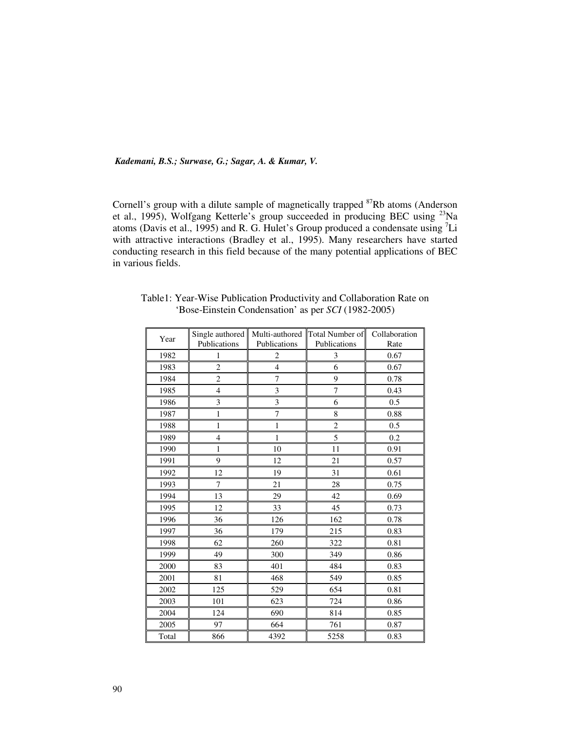Cornell's group with a dilute sample of magnetically trapped $^{87}Rb$ atoms (Anderson et al., 1995), Wolfgang Ketterle's group succeeded in producing BEC using $^{23}Na$ atoms (Davis et al., 1995) and R. G. Hulet's Group produced a condensate using $^{7}Li$ with attractive interactions (Bradley et al., 1995). Many researchers have started conducting research in this field because of the many potential applications of BEC in various fields.

Table1: Year-Wise Publication Productivity and Collaboration Rate on 'Bose-Einstein Condensation' as per *SCI* (1982-2005)

| Year | Single authored Publications | Multi-authored Publications | Total Number of Publications | Collaboration Rate |
|---|---|---|---|---|
| 1982 | 1 | 2 | 3 | 0.67 |
| 1983 | 2 | 4 | 6 | 0.67 |
| 1984 | 2 | 7 | 9 | 0.78 |
| 1985 | 4 | 3 | 7 | 0.43 |
| 1986 | 3 | 3 | 6 | 0.5 |
| 1987 | 1 | 7 | 8 | 0.88 |
| 1988 | 1 | 1 | 2 | 0.5 |
| 1989 | 4 | 1 | 5 | 0.2 |
| 1990 | 1 | 10 | 11 | 0.91 |
| 1991 | 9 | 12 | 21 | 0.57 |
| 1992 | 12 | 19 | 31 | 0.61 |
| 1993 | 7 | 21 | 28 | 0.75 |
| 1994 | 13 | 29 | 42 | 0.69 |
| 1995 | 12 | 33 | 45 | 0.73 |
| 1996 | 36 | 126 | 162 | 0.78 |
| 1997 | 36 | 179 | 215 | 0.83 |
| 1998 | 62 | 260 | 322 | 0.81 |
| 1999 | 49 | 300 | 349 | 0.86 |
| 2000 | 83 | 401 | 484 | 0.83 |
| 2001 | 81 | 468 | 549 | 0.85 |
| 2002 | 125 | 529 | 654 | 0.81 |
| 2003 | 101 | 623 | 724 | 0.86 |
| 2004 | 124 | 690 | 814 | 0.85 |
| 2005 | 97 | 664 | 761 | 0.87 |
| Total | 866 | 4392 | 5258 | 0.83 |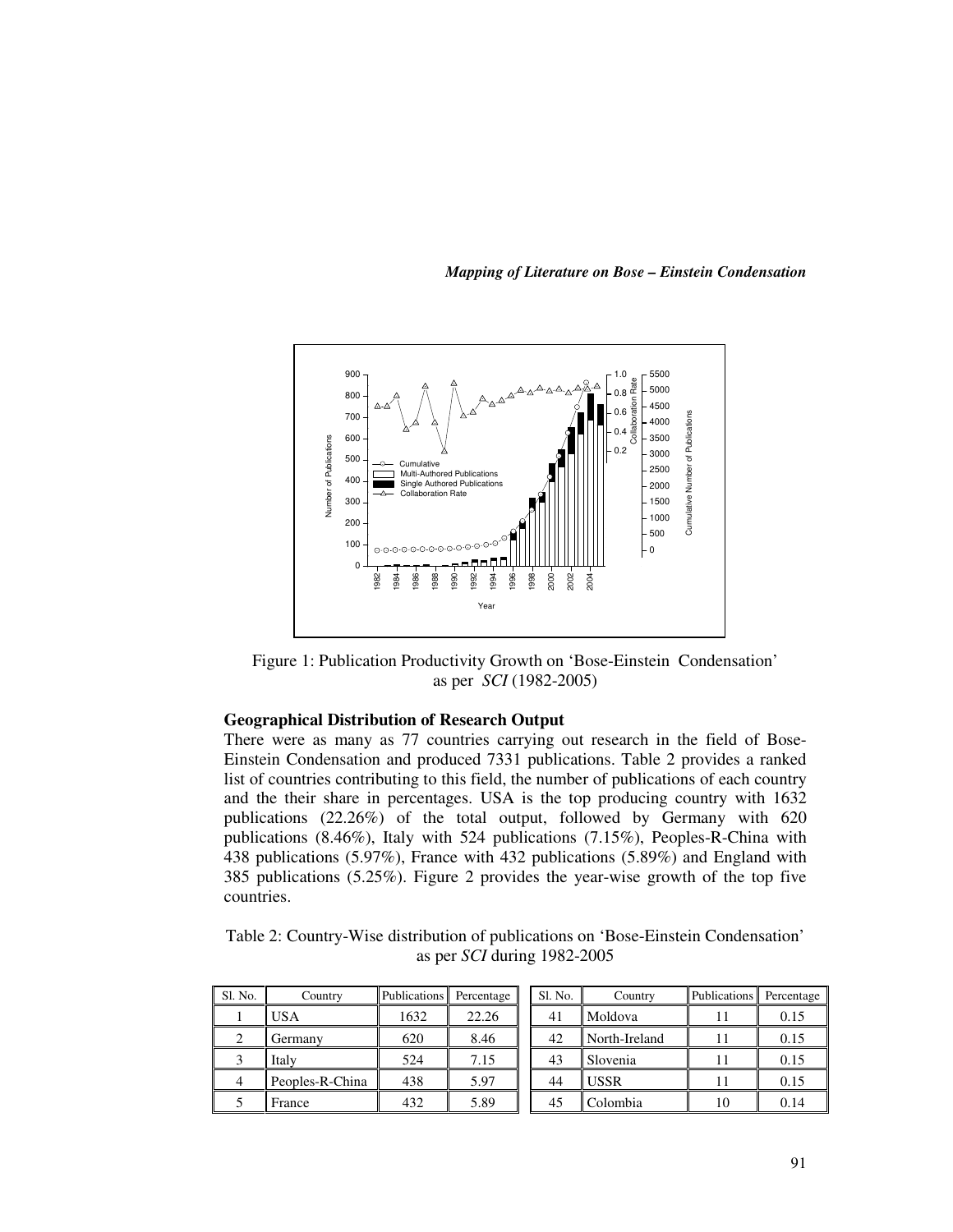Figure 1: Publication Productivity Growth on 'Bose-Einstein Condensation' as per *SCI* (1982-2005)

### Geographical Distribution of Research Output

There were as many as 77 countries carrying out research in the field of Bose-Einstein Condensation and produced 7331 publications. Table 2 provides a ranked list of countries contributing to this field, the number of publications of each country and the their share in percentages. USA is the top producing country with 1632 publications (22.26%) of the total output, followed by Germany with 620 publications (8.46%), Italy with 524 publications (7.15%), Peoples-R-China with 438 publications (5.97%), France with 432 publications (5.89%) and England with 385 publications (5.25%). Figure 2 provides the year-wise growth of the top five countries.

Table 2: Country-Wise distribution of publications on 'Bose-Einstein Condensation' as per *SCI* during 1982-2005

| Sl. No. | Country | Publications | Percentage | Sl. No. | Country | Publications | Percentage |
|---|---|---|---|---|---|---|---|
| 1 | USA | 1632 | 22.26 | 41 | Moldova | 11 | 0.15 |
| 2 | Germany | 620 | 8.46 | 42 | North-Ireland | 11 | 0.15 |
| 3 | Italy | 524 | 7.15 | 43 | Slovenia | 11 | 0.15 |
| 4 | Peoples-R-China | 438 | 5.97 | 44 | USSR | 11 | 0.15 |
| 5 | France | 432 | 5.89 | 45 | Colombia | 10 | 0.14 |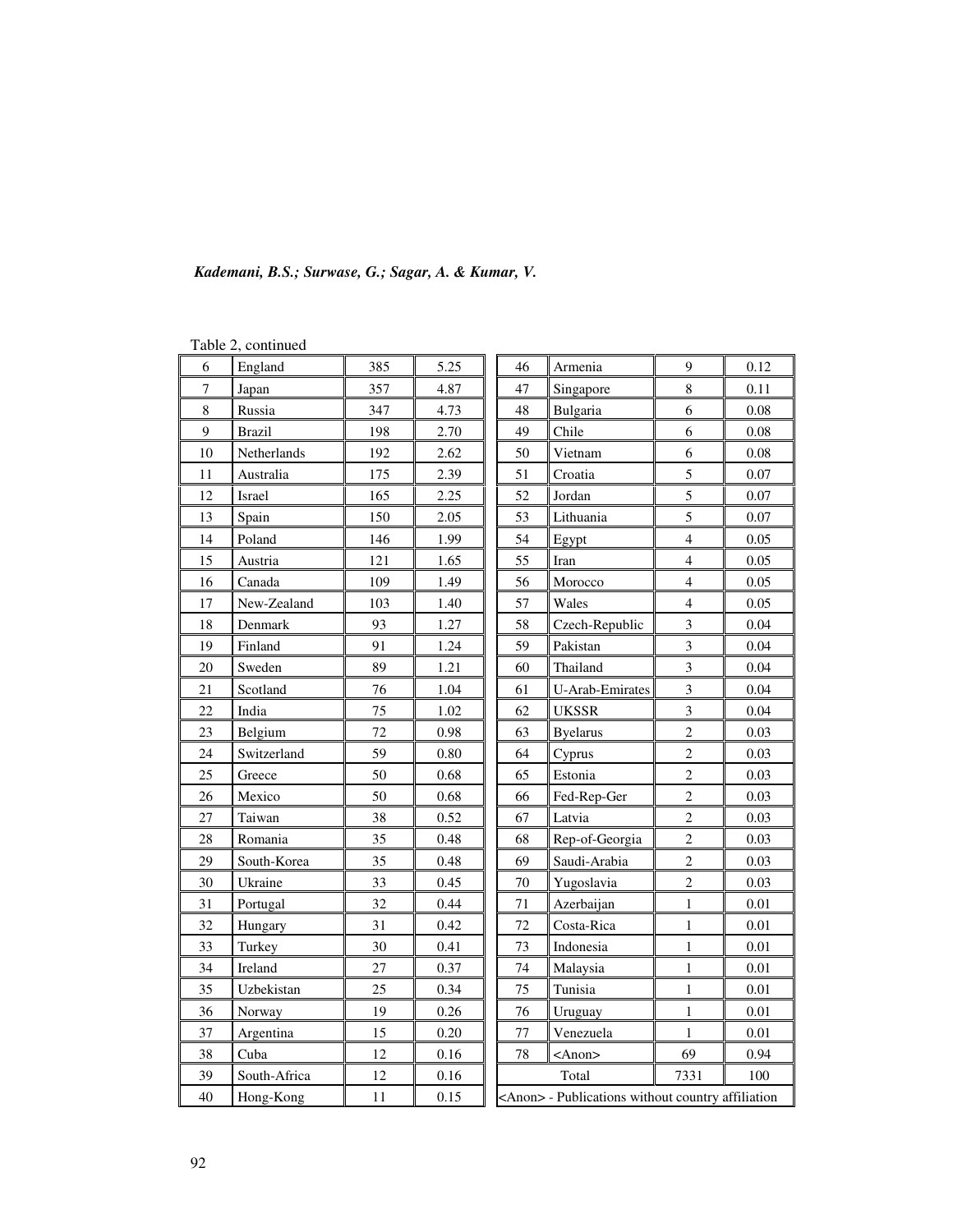Table 2, continued

| | | | | | | | |
|---|---|---|---|---|---|---|---|
| 6 | England | 385 | 5.25 | 46 | Armenia | 9 | 0.12 |
| 7 | Japan | 357 | 4.87 | 47 | Singapore | 8 | 0.11 |
| 8 | Russia | 347 | 4.73 | 48 | Bulgaria | 6 | 0.08 |
| 9 | Brazil | 198 | 2.70 | 49 | Chile | 6 | 0.08 |
| 10 | Netherlands | 192 | 2.62 | 50 | Vietnam | 6 | 0.08 |
| 11 | Australia | 175 | 2.39 | 51 | Croatia | 5 | 0.07 |
| 12 | Israel | 165 | 2.25 | 52 | Jordan | 5 | 0.07 |
| 13 | Spain | 150 | 2.05 | 53 | Lithuania | 5 | 0.07 |
| 14 | Poland | 146 | 1.99 | 54 | Egypt | 4 | 0.05 |
| 15 | Austria | 121 | 1.65 | 55 | Iran | 4 | 0.05 |
| 16 | Canada | 109 | 1.49 | 56 | Morocco | 4 | 0.05 |
| 17 | New-Zealand | 103 | 1.40 | 57 | Wales | 4 | 0.05 |
| 18 | Denmark | 93 | 1.27 | 58 | Czech-Republic | 3 | 0.04 |
| 19 | Finland | 91 | 1.24 | 59 | Pakistan | 3 | 0.04 |
| 20 | Sweden | 89 | 1.21 | 60 | Thailand | 3 | 0.04 |
| 21 | Scotland | 76 | 1.04 | 61 | U-Arab-Emirates | 3 | 0.04 |
| 22 | India | 75 | 1.02 | 62 | UKSSR | 3 | 0.04 |
| 23 | Belgium | 72 | 0.98 | 63 | Byelarus | 2 | 0.03 |
| 24 | Switzerland | 59 | 0.80 | 64 | Cyprus | 2 | 0.03 |
| 25 | Greece | 50 | 0.68 | 65 | Estonia | 2 | 0.03 |
| 26 | Mexico | 50 | 0.68 | 66 | Fed-Rep-Ger | 2 | 0.03 |
| 27 | Taiwan | 38 | 0.52 | 67 | Latvia | 2 | 0.03 |
| 28 | Romania | 35 | 0.48 | 68 | Rep-of-Georgia | 2 | 0.03 |
| 29 | South-Korea | 35 | 0.48 | 69 | Saudi-Arabia | 2 | 0.03 |
| 30 | Ukraine | 33 | 0.45 | 70 | Yugoslavia | 2 | 0.03 |
| 31 | Portugal | 32 | 0.44 | 71 | Azerbaijan | 1 | 0.01 |
| 32 | Hungary | 31 | 0.42 | 72 | Costa-Rica | 1 | 0.01 |
| 33 | Turkey | 30 | 0.41 | 73 | Indonesia | 1 | 0.01 |
| 34 | Ireland | 27 | 0.37 | 74 | Malaysia | 1 | 0.01 |
| 35 | Uzbekistan | 25 | 0.34 | 75 | Tunisia | 1 | 0.01 |
| 36 | Norway | 19 | 0.26 | 76 | Uruguay | 1 | 0.01 |
| 37 | Argentina | 15 | 0.20 | 77 | Venezuela | 1 | 0.01 |
| 38 | Cuba | 12 | 0.16 | 78 | <Anon> | 69 | 0.94 |
| 39 | South-Africa | 12 | 0.16 | | Total | 7331 | 100 |
| 40 | Hong-Kong | 11 | 0.15 | <Anon> - Publications without country affiliation | | | |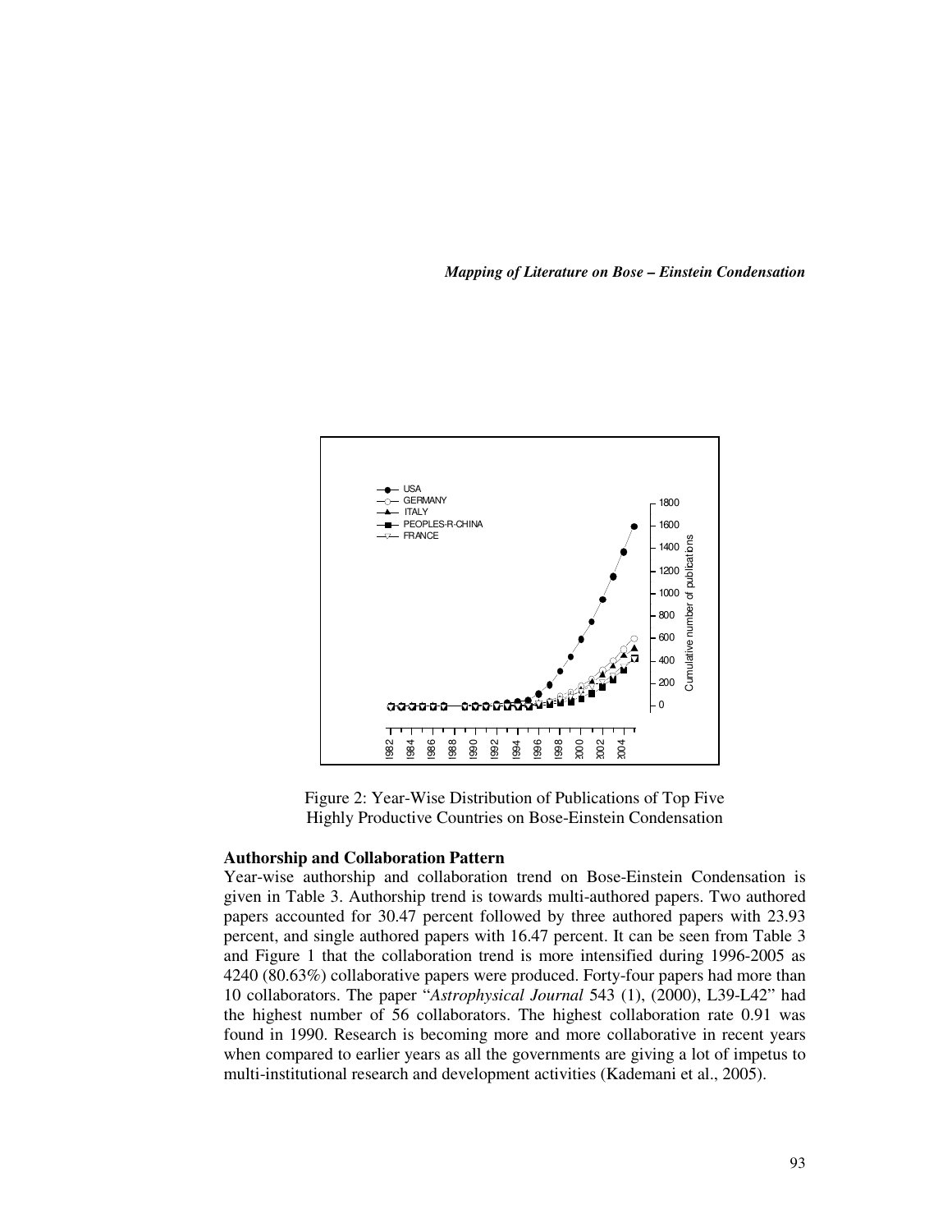Figure 2: Year-Wise Distribution of Publications of Top Five Highly Productive Countries on Bose-Einstein Condensation

### Authorship and Collaboration Pattern

Year-wise authorship and collaboration trend on Bose-Einstein Condensation is given in Table 3. Authorship trend is towards multi-authored papers. Two authored papers accounted for 30.47 percent followed by three authored papers with 23.93 percent, and single authored papers with 16.47 percent. It can be seen from Table 3 and Figure 1 that the collaboration trend is more intensified during 1996-2005 as 4240 (80.63%) collaborative papers were produced. Forty-four papers had more than 10 collaborators. The paper "*Astrophysical Journal* 543 (1), (2000), L39-L42" had the highest number of 56 collaborators. The highest collaboration rate 0.91 was found in 1990. Research is becoming more and more collaborative in recent years when compared to earlier years as all the governments are giving a lot of impetus to multi-institutional research and development activities (Kademani et al., 2005).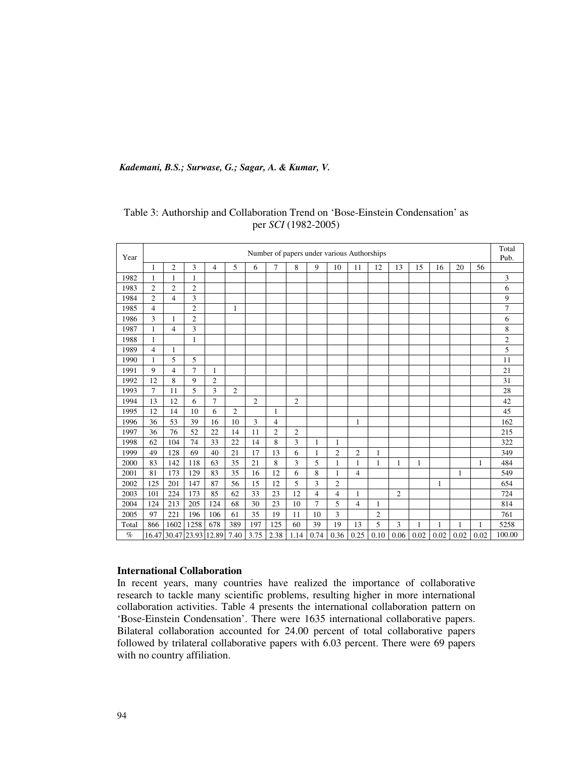Table 3: Authorship and Collaboration Trend on 'Bose-Einstein Condensation' as per *SCI* (1982-2005)

| Year | Number of papers under various Authorships | | | | | | | | | | | | | | | | | Total Pub. |
|---|---|---|---|---|---|---|---|---|---|---|---|---|---|---|---|---|---|---|
| | 1 | 2 | 3 | 4 | 5 | 6 | 7 | 8 | 9 | 10 | 11 | 12 | 13 | 15 | 16 | 20 | 56 | |
| 1982 | 1 | 1 | 1 | | | | | | | | | | | | | | | 3 |
| 1983 | 2 | 2 | 2 | | | | | | | | | | | | | | | 6 |
| 1984 | 2 | 4 | 3 | | | | | | | | | | | | | | | 9 |
| 1985 | 4 | | 2 | | 1 | | | | | | | | | | | | | 7 |
| 1986 | 3 | 1 | 2 | | | | | | | | | | | | | | | 6 |
| 1987 | 1 | 4 | 3 | | | | | | | | | | | | | | | 8 |
| 1988 | 1 | | 1 | | | | | | | | | | | | | | | 2 |
| 1989 | 4 | 1 | | | | | | | | | | | | | | | | 5 |
| 1990 | 1 | 5 | 5 | | | | | | | | | | | | | | | 11 |
| 1991 | 9 | 4 | 7 | 1 | | | | | | | | | | | | | | 21 |
| 1992 | 12 | 8 | 9 | 2 | | | | | | | | | | | | | | 31 |
| 1993 | 7 | 11 | 5 | 3 | 2 | | | | | | | | | | | | | 28 |
| 1994 | 13 | 12 | 6 | 7 | | 2 | | 2 | | | | | | | | | | 42 |
| 1995 | 12 | 14 | 10 | 6 | 2 | | 1 | | | | | | | | | | | 45 |
| 1996 | 36 | 53 | 39 | 16 | 10 | 3 | 4 | | | | 1 | | | | | | | 162 |
| 1997 | 36 | 76 | 52 | 22 | 14 | 11 | 2 | 2 | | | | | | | | | | 215 |
| 1998 | 62 | 104 | 74 | 33 | 22 | 14 | 8 | 3 | 1 | 1 | | | | | | | | 322 |
| 1999 | 49 | 128 | 69 | 40 | 21 | 17 | 13 | 6 | 1 | 2 | 2 | 1 | | | | | | 349 |
| 2000 | 83 | 142 | 118 | 63 | 35 | 21 | 8 | 3 | 5 | 1 | 1 | 1 | 1 | 1 | | | 1 | 484 |
| 2001 | 81 | 173 | 129 | 83 | 35 | 16 | 12 | 6 | 8 | 1 | 4 | | | | | 1 | | 549 |
| 2002 | 125 | 201 | 147 | 87 | 56 | 15 | 12 | 5 | 3 | 2 | | | | | 1 | | | 654 |
| 2003 | 101 | 224 | 173 | 85 | 62 | 33 | 23 | 12 | 4 | 4 | 1 | | 2 | | | | | 724 |
| 2004 | 124 | 213 | 205 | 124 | 68 | 30 | 23 | 10 | 7 | 5 | 4 | 1 | | | | | | 814 |
| 2005 | 97 | 221 | 196 | 106 | 61 | 35 | 19 | 11 | 10 | 3 | | 2 | | | | | | 761 |
| Total | 866 | 1602 | 1258 | 678 | 389 | 197 | 125 | 60 | 39 | 19 | 13 | 5 | 3 | 1 | 1 | 1 | 1 | 5258 |
| % | 16.47 | 30.47 | 23.93 | 12.89 | 7.40 | 3.75 | 2.38 | 1.14 | 0.74 | 0.36 | 0.25 | 0.10 | 0.06 | 0.02 | 0.02 | 0.02 | 0.02 | 100.00 |

### International Collaboration

In recent years, many countries have realized the importance of collaborative research to tackle many scientific problems, resulting higher in more international collaboration activities. Table 4 presents the international collaboration pattern on 'Bose-Einstein Condensation'. There were 1635 international collaborative papers. Bilateral collaboration accounted for 24.00 percent of total collaborative papers followed by trilateral collaborative papers with 6.03 percent. There were 69 papers with no country affiliation.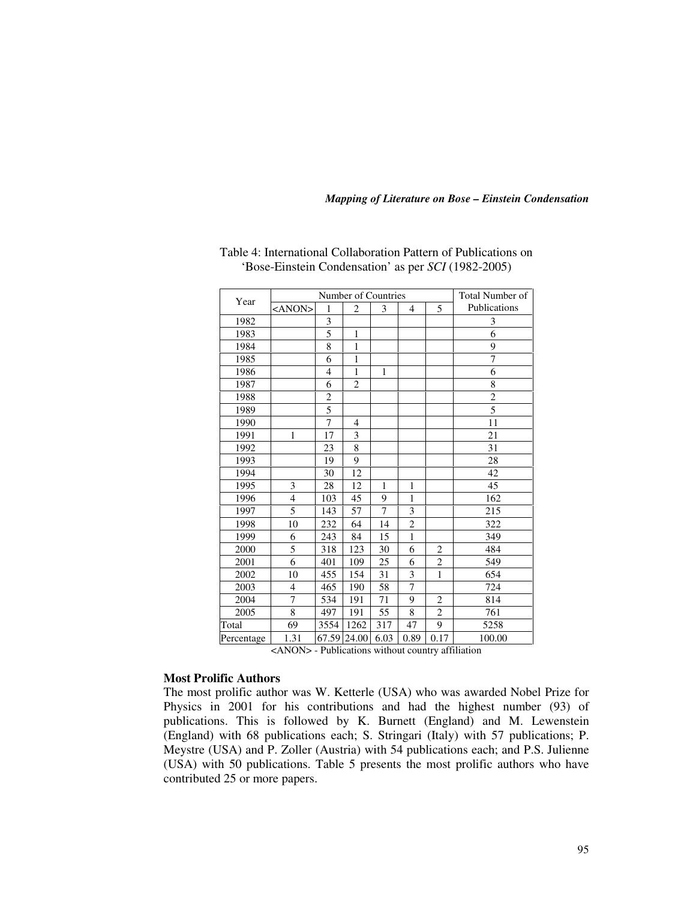Table 4: International Collaboration Pattern of Publications on 'Bose-Einstein Condensation' as per *SCI* (1982-2005)

| Year | Number of Countries | | | | | | Total Number of Publications |
|---|---|---|---|---|---|---|---|
| | <ANON> | 1 | 2 | 3 | 4 | 5 | |
| 1982 | | 3 | | | | | 3 |
| 1983 | | 5 | 1 | | | | 6 |
| 1984 | | 8 | 1 | | | | 9 |
| 1985 | | 6 | 1 | | | | 7 |
| 1986 | | 4 | 1 | 1 | | | 6 |
| 1987 | | 6 | 2 | | | | 8 |
| 1988 | | 2 | | | | | 2 |
| 1989 | | 5 | | | | | 5 |
| 1990 | | 7 | 4 | | | | 11 |
| 1991 | 1 | 17 | 3 | | | | 21 |
| 1992 | | 23 | 8 | | | | 31 |
| 1993 | | 19 | 9 | | | | 28 |
| 1994 | | 30 | 12 | | | | 42 |
| 1995 | 3 | 28 | 12 | 1 | 1 | | 45 |
| 1996 | 4 | 103 | 45 | 9 | 1 | | 162 |
| 1997 | 5 | 143 | 57 | 7 | 3 | | 215 |
| 1998 | 10 | 232 | 64 | 14 | 2 | | 322 |
| 1999 | 6 | 243 | 84 | 15 | 1 | | 349 |
| 2000 | 5 | 318 | 123 | 30 | 6 | 2 | 484 |
| 2001 | 6 | 401 | 109 | 25 | 6 | 2 | 549 |
| 2002 | 10 | 455 | 154 | 31 | 3 | 1 | 654 |
| 2003 | 4 | 465 | 190 | 58 | 7 | | 724 |
| 2004 | 7 | 534 | 191 | 71 | 9 | 2 | 814 |
| 2005 | 8 | 497 | 191 | 55 | 8 | 2 | 761 |
| Total | 69 | 3554 | 1262 | 317 | 47 | 9 | 5258 |
| Percentage | 1.31 | 67.59 | 24.00 | 6.03 | 0.89 | 0.17 | 100.00 |

<ANON> - Publications without country affiliation

**Most Prolific Authors**

The most prolific author was W. Ketterle (USA) who was awarded Nobel Prize for Physics in 2001 for his contributions and had the highest number (93) of publications. This is followed by K. Burnett (England) and M. Lewenstein (England) with 68 publications each; S. Stringari (Italy) with 57 publications; P. Meystre (USA) and P. Zoller (Austria) with 54 publications each; and P.S. Julienne (USA) with 50 publications. Table 5 presents the most prolific authors who have contributed 25 or more papers.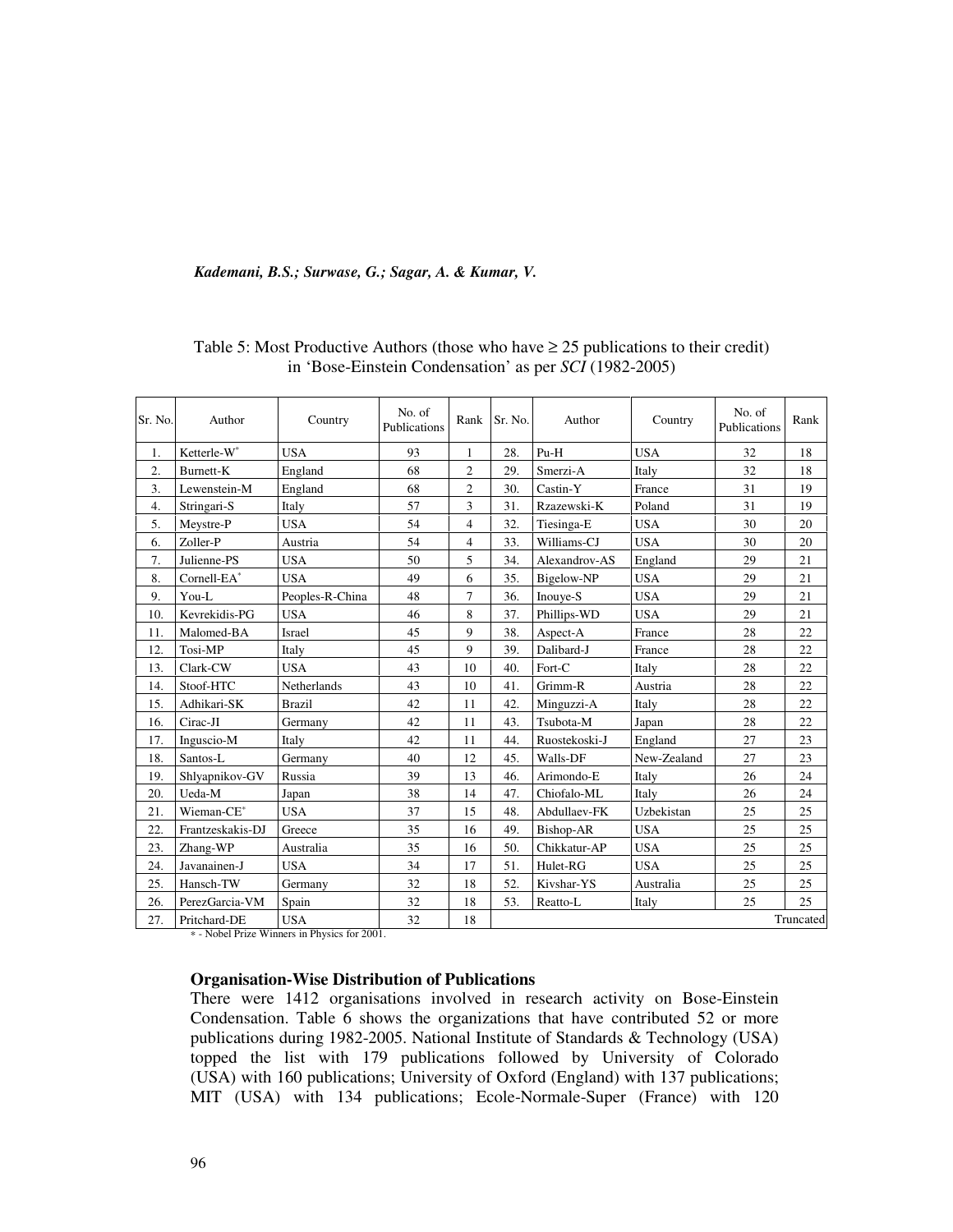Table 5: Most Productive Authors (those who have ≥ 25 publications to their credit) in 'Bose-Einstein Condensation' as per *SCI* (1982-2005)

| Sr. No. | Author | Country | No. of Publications | Rank | Sr. No. | Author | Country | No. of Publications | Rank |
|---|---|---|---|---|---|---|---|---|---|
| 1. | Ketterle-W* | USA | 93 | 1 | 28. | Pu-H | USA | 32 | 18 |
| 2. | Burnett-K | England | 68 | 2 | 29. | Smerzi-A | Italy | 32 | 18 |
| 3. | Lewenstein-M | England | 68 | 2 | 30. | Castin-Y | France | 31 | 19 |
| 4. | Stringari-S | Italy | 57 | 3 | 31. | Rzazewski-K | Poland | 31 | 19 |
| 5. | Meystre-P | USA | 54 | 4 | 32. | Tiesinga-E | USA | 30 | 20 |
| 6. | Zoller-P | Austria | 54 | 4 | 33. | Williams-CJ | USA | 30 | 20 |
| 7. | Julienne-PS | USA | 50 | 5 | 34. | Alexandrov-AS | England | 29 | 21 |
| 8. | Cornell-EA* | USA | 49 | 6 | 35. | Bigelow-NP | USA | 29 | 21 |
| 9. | You-L | Peoples-R-China | 48 | 7 | 36. | Inouye-S | USA | 29 | 21 |
| 10. | Kevrekidis-PG | USA | 46 | 8 | 37. | Phillips-WD | USA | 29 | 21 |
| 11. | Malomed-BA | Israel | 45 | 9 | 38. | Aspect-A | France | 28 | 22 |
| 12. | Tosi-MP | Italy | 45 | 9 | 39. | Dalibard-J | France | 28 | 22 |
| 13. | Clark-CW | USA | 43 | 10 | 40. | Fort-C | Italy | 28 | 22 |
| 14. | Stoof-HTC | Netherlands | 43 | 10 | 41. | Grimm-R | Austria | 28 | 22 |
| 15. | Adhikari-SK | Brazil | 42 | 11 | 42. | Minguzzi-A | Italy | 28 | 22 |
| 16. | Cirac-JI | Germany | 42 | 11 | 43. | Tsubota-M | Japan | 28 | 22 |
| 17. | Inguscio-M | Italy | 42 | 11 | 44. | Ruostekoski-J | England | 27 | 23 |
| 18. | Santos-L | Germany | 40 | 12 | 45. | Walls-DF | New-Zealand | 27 | 23 |
| 19. | Shlyapnikov-GV | Russia | 39 | 13 | 46. | Arimondo-E | Italy | 26 | 24 |
| 20. | Ueda-M | Japan | 38 | 14 | 47. | Chiofalo-ML | Italy | 26 | 24 |
| 21. | Wieman-CE* | USA | 37 | 15 | 48. | Abdullaev-FK | Uzbekistan | 25 | 25 |
| 22. | Frantzeskakis-DJ | Greece | 35 | 16 | 49. | Bishop-AR | USA | 25 | 25 |
| 23. | Zhang-WP | Australia | 35 | 16 | 50. | Chikkatur-AP | USA | 25 | 25 |
| 24. | Javanainen-J | USA | 34 | 17 | 51. | Hulet-RG | USA | 25 | 25 |
| 25. | Hansch-TW | Germany | 32 | 18 | 52. | Kivshar-YS | Australia | 25 | 25 |
| 26. | PerezGarcia-VM | Spain | 32 | 18 | 53. | Reatto-L | Italy | 25 | 25 |
| 27. | Pritchard-DE | USA | 32 | 18 | | | | | Truncated |

* - Nobel Prize Winners in Physics for 2001.

**Organisation-Wise Distribution of Publications**

There were 1412 organisations involved in research activity on Bose-Einstein Condensation. Table 6 shows the organizations that have contributed 52 or more publications during 1982-2005. National Institute of Standards & Technology (USA) topped the list with 179 publications followed by University of Colorado (USA) with 160 publications; University of Oxford (England) with 137 publications; MIT (USA) with 134 publications; Ecole-Normale-Super (France) with 120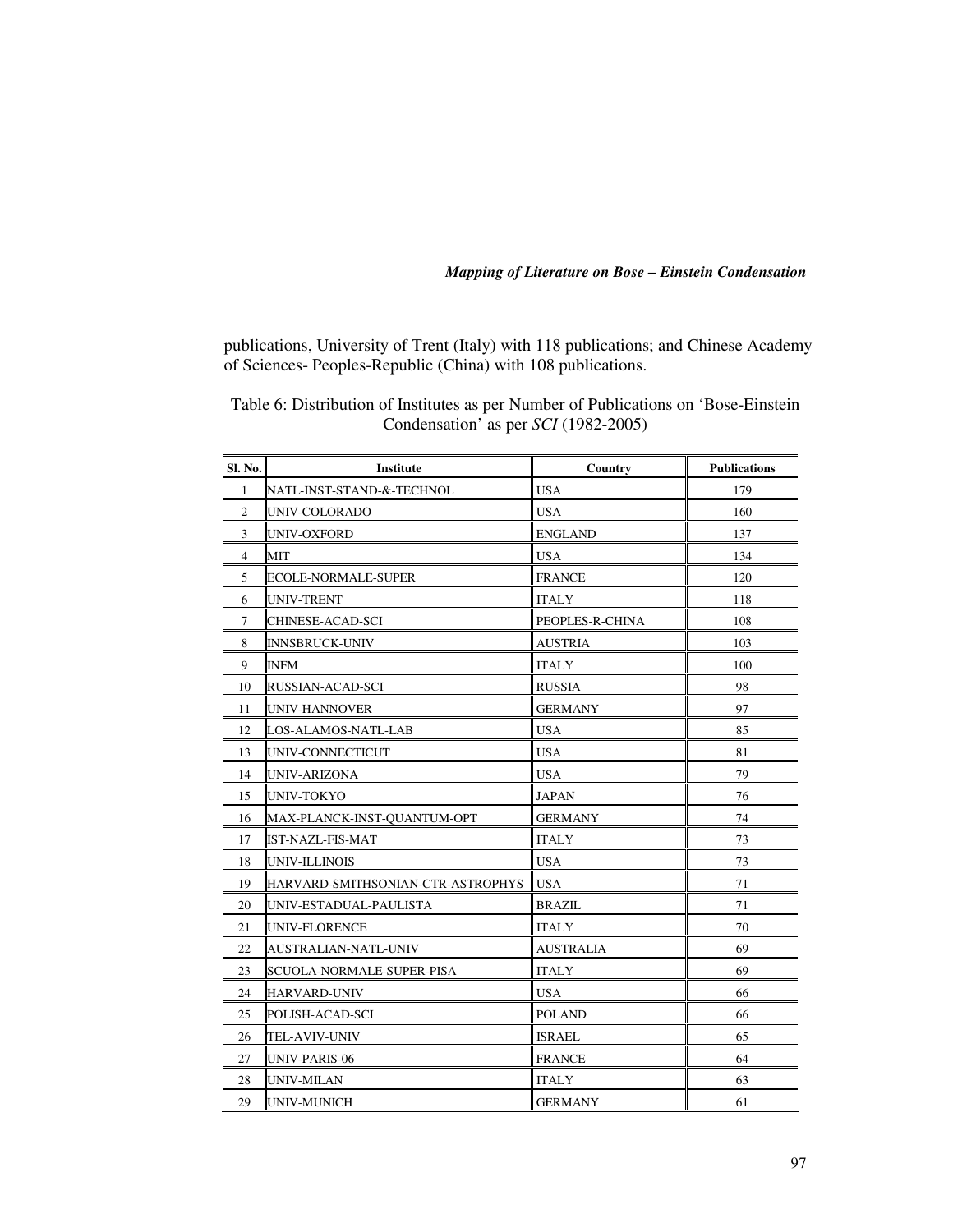publications, University of Trent (Italy) with 118 publications; and Chinese Academy of Sciences- Peoples-Republic (China) with 108 publications.

Table 6: Distribution of Institutes as per Number of Publications on 'Bose-Einstein Condensation' as per *SCI* (1982-2005)

| Sl. No. | Institute | Country | Publications |
|---|---|---|---|
| 1 | NATL-INST-STAND-&-TECHNOL | USA | 179 |
| 2 | UNIV-COLORADO | USA | 160 |
| 3 | UNIV-OXFORD | ENGLAND | 137 |
| 4 | MIT | USA | 134 |
| 5 | ECOLE-NORMALE-SUPER | FRANCE | 120 |
| 6 | UNIV-TRENT | ITALY | 118 |
| 7 | CHINESE-ACAD-SCI | PEOPLES-R-CHINA | 108 |
| 8 | INNSBRUCK-UNIV | AUSTRIA | 103 |
| 9 | INFM | ITALY | 100 |
| 10 | RUSSIAN-ACAD-SCI | RUSSIA | 98 |
| 11 | UNIV-HANNOVER | GERMANY | 97 |
| 12 | LOS-ALAMOS-NATL-LAB | USA | 85 |
| 13 | UNIV-CONNECTICUT | USA | 81 |
| 14 | UNIV-ARIZONA | USA | 79 |
| 15 | UNIV-TOKYO | JAPAN | 76 |
| 16 | MAX-PLANCK-INST-QUANTUM-OPT | GERMANY | 74 |
| 17 | IST-NAZL-FIS-MAT | ITALY | 73 |
| 18 | UNIV-ILLINOIS | USA | 73 |
| 19 | HARVARD-SMITHSONIAN-CTR-ASTROPHYS | USA | 71 |
| 20 | UNIV-ESTADUAL-PAULISTA | BRAZIL | 71 |
| 21 | UNIV-FLORENCE | ITALY | 70 |
| 22 | AUSTRALIAN-NATL-UNIV | AUSTRALIA | 69 |
| 23 | SCUOLA-NORMALE-SUPER-PISA | ITALY | 69 |
| 24 | HARVARD-UNIV | USA | 66 |
| 25 | POLISH-ACAD-SCI | POLAND | 66 |
| 26 | TEL-AVIV-UNIV | ISRAEL | 65 |
| 27 | UNIV-PARIS-06 | FRANCE | 64 |
| 28 | UNIV-MILAN | ITALY | 63 |
| 29 | UNIV-MUNICH | GERMANY | 61 |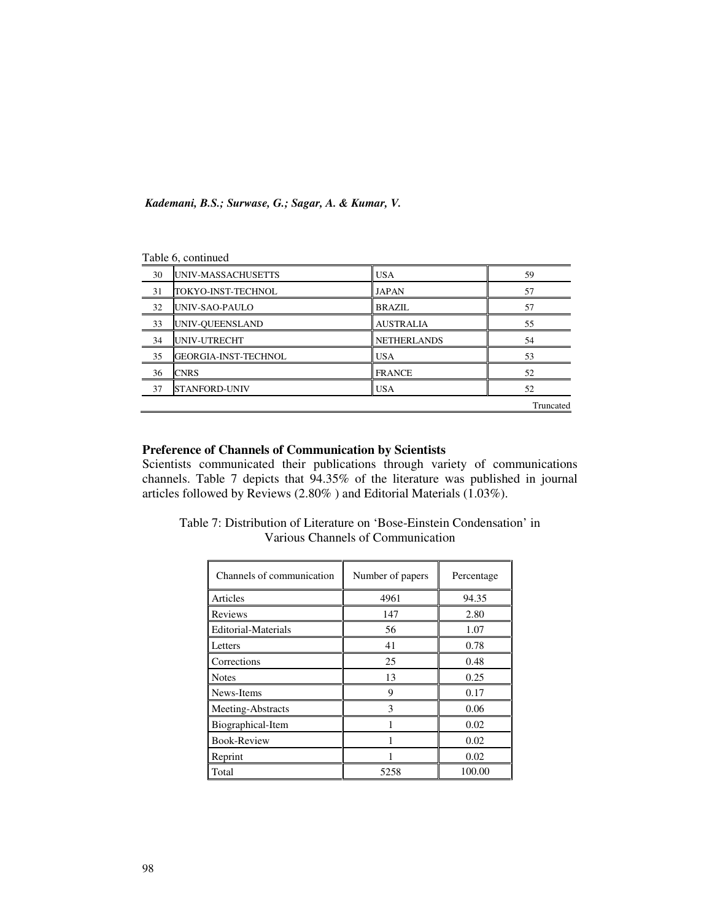Table 6, continued

| | | | |
|---|---|---|---|
| 30 | UNIV-MASSACHUSETTS | USA | 59 |
| 31 | TOKYO-INST-TECHNOL | JAPAN | 57 |
| 32 | UNIV-SAO-PAULO | BRAZIL | 57 |
| 33 | UNIV-QUEENSLAND | AUSTRALIA | 55 |
| 34 | UNIV-UTRECHT | NETHERLANDS | 54 |
| 35 | GEORGIA-INST-TECHNOL | USA | 53 |
| 36 | CNRS | FRANCE | 52 |
| 37 | STANFORD-UNIV | USA | 52 |
| | | | Truncated |

### Preference of Channels of Communication by Scientists

Scientists communicated their publications through variety of communications channels. Table 7 depicts that 94.35% of the literature was published in journal articles followed by Reviews (2.80% ) and Editorial Materials (1.03%).

Table 7: Distribution of Literature on 'Bose-Einstein Condensation' in Various Channels of Communication

| Channels of communication | Number of papers | Percentage |
|---|---|---|
| Articles | 4961 | 94.35 |
| Reviews | 147 | 2.80 |
| Editorial-Materials | 56 | 1.07 |
| Letters | 41 | 0.78 |
| Corrections | 25 | 0.48 |
| Notes | 13 | 0.25 |
| News-Items | 9 | 0.17 |
| Meeting-Abstracts | 3 | 0.06 |
| Biographical-Item | 1 | 0.02 |
| Book-Review | 1 | 0.02 |
| Reprint | 1 | 0.02 |
| Total | 5258 | 100.00 |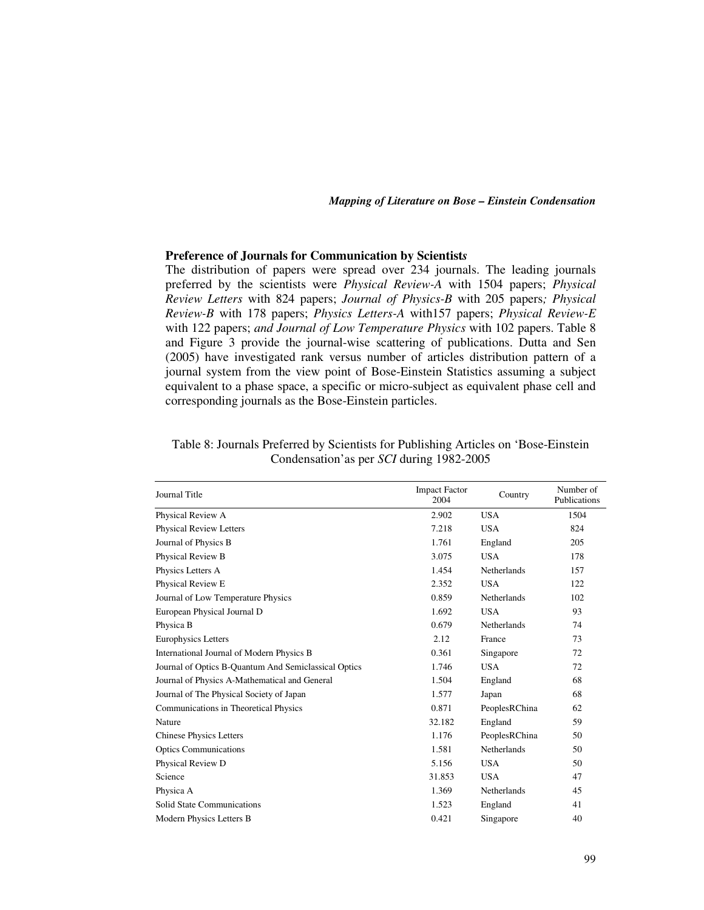### Preference of Journals for Communication by Scientist*s*

The distribution of papers were spread over 234 journals. The leading journals preferred by the scientists were *Physical Review-A* with 1504 papers; *Physical Review Letters* with 824 papers; *Journal of Physics-B* with 205 papers*; Physical Review-B* with 178 papers; *Physics Letters-A* with157 papers; *Physical Review-E* with 122 papers; *and Journal of Low Temperature Physics* with 102 papers. Table 8 and Figure 3 provide the journal-wise scattering of publications. Dutta and Sen (2005) have investigated rank versus number of articles distribution pattern of a journal system from the view point of Bose-Einstein Statistics assuming a subject equivalent to a phase space, a specific or micro-subject as equivalent phase cell and corresponding journals as the Bose-Einstein particles.

Table 8: Journals Preferred by Scientists for Publishing Articles on 'Bose-Einstein Condensation'as per *SCI* during 1982-2005

| Journal Title | Impact Factor 2004 | Country | Number of Publications |
|---|---|---|---|
| Physical Review A | 2.902 | USA | 1504 |
| Physical Review Letters | 7.218 | USA | 824 |
| Journal of Physics B | 1.761 | England | 205 |
| Physical Review B | 3.075 | USA | 178 |
| Physics Letters A | 1.454 | Netherlands | 157 |
| Physical Review E | 2.352 | USA | 122 |
| Journal of Low Temperature Physics | 0.859 | Netherlands | 102 |
| European Physical Journal D | 1.692 | USA | 93 |
| Physica B | 0.679 | Netherlands | 74 |
| Europhysics Letters | 2.12 | France | 73 |
| International Journal of Modern Physics B | 0.361 | Singapore | 72 |
| Journal of Optics B-Quantum And Semiclassical Optics | 1.746 | USA | 72 |
| Journal of Physics A-Mathematical and General | 1.504 | England | 68 |
| Journal of The Physical Society of Japan | 1.577 | Japan | 68 |
| Communications in Theoretical Physics | 0.871 | PeoplesRChina | 62 |
| Nature | 32.182 | England | 59 |
| Chinese Physics Letters | 1.176 | PeoplesRChina | 50 |
| Optics Communications | 1.581 | Netherlands | 50 |
| Physical Review D | 5.156 | USA | 50 |
| Science | 31.853 | USA | 47 |
| Physica A | 1.369 | Netherlands | 45 |
| Solid State Communications | 1.523 | England | 41 |
| Modern Physics Letters B | 0.421 | Singapore | 40 |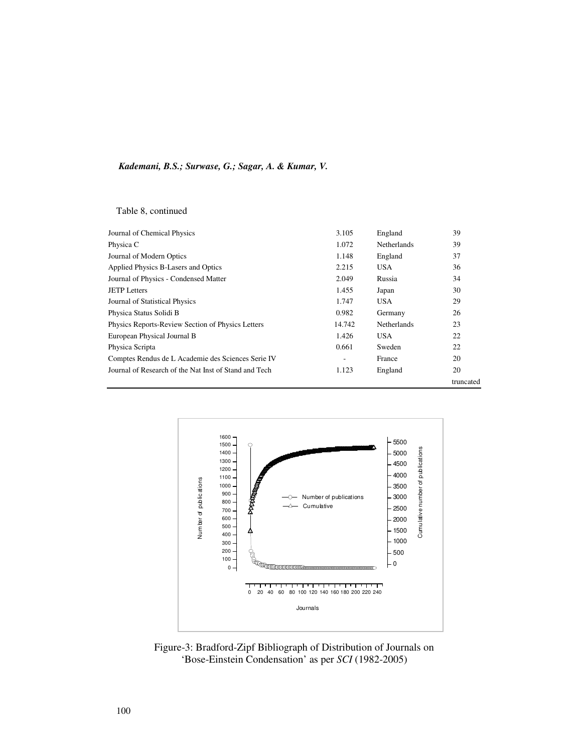Table 8, continued

| | | | |
|---|---|---|---|
| Journal of Chemical Physics | 3.105 | England | 39 |
| Physica C | 1.072 | Netherlands | 39 |
| Journal of Modern Optics | 1.148 | England | 37 |
| Applied Physics B-Lasers and Optics | 2.215 | USA | 36 |
| Journal of Physics - Condensed Matter | 2.049 | Russia | 34 |
| JETP Letters | 1.455 | Japan | 30 |
| Journal of Statistical Physics | 1.747 | USA | 29 |
| Physica Status Solidi B | 0.982 | Germany | 26 |
| Physics Reports-Review Section of Physics Letters | 14.742 | Netherlands | 23 |
| European Physical Journal B | 1.426 | USA | 22 |
| Physica Scripta | 0.661 | Sweden | 22 |
| Comptes Rendus de L Academie des Sciences Serie IV | - | France | 20 |
| Journal of Research of the Nat Inst of Stand and Tech | 1.123 | England | 20 |
| | | | truncated |

Figure-3: Bradford-Zipf Bibliograph of Distribution of Journals on 'Bose-Einstein Condensation' as per *SCI* (1982-2005)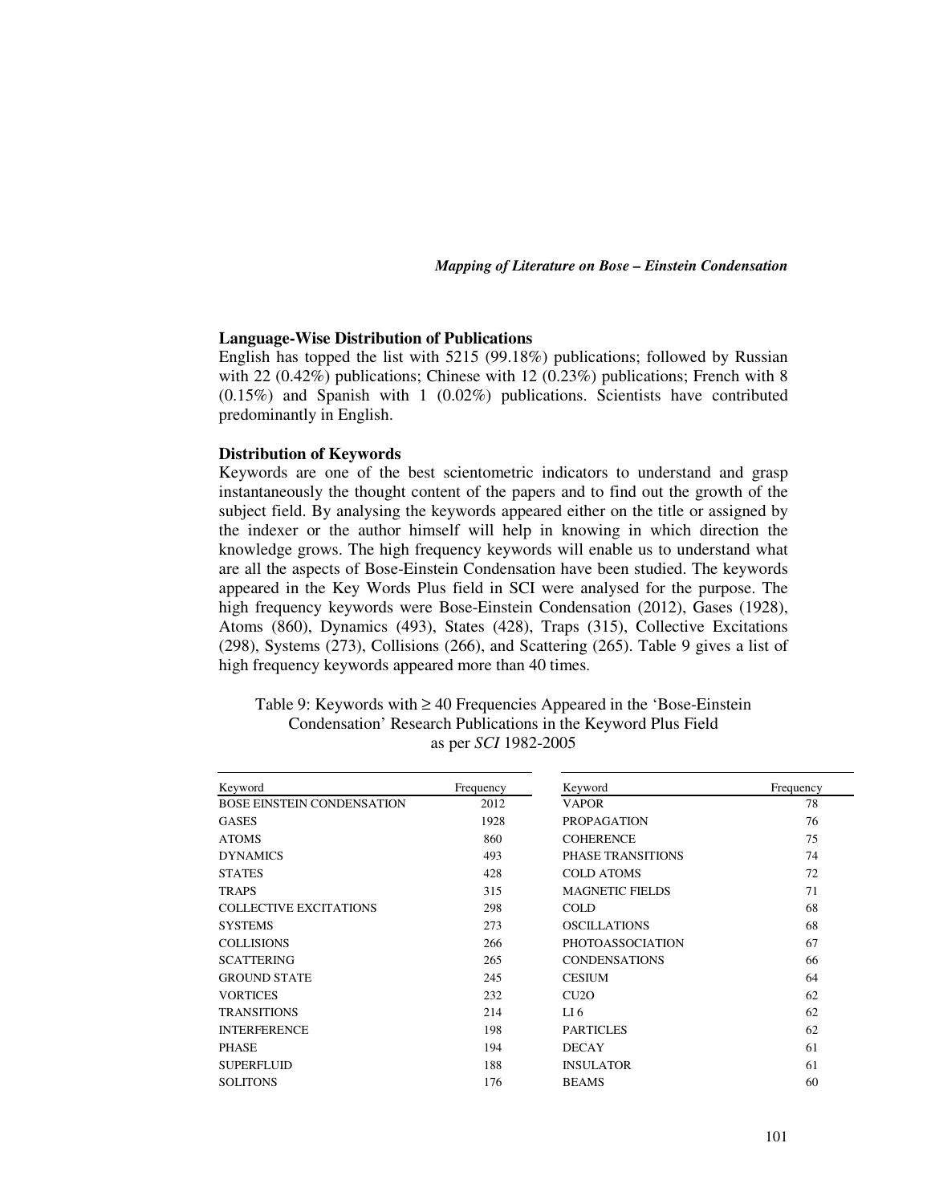### Language-Wise Distribution of Publications

English has topped the list with 5215 (99.18%) publications; followed by Russian with 22 (0.42%) publications; Chinese with 12 (0.23%) publications; French with 8 (0.15%) and Spanish with 1 (0.02%) publications. Scientists have contributed predominantly in English.

### Distribution of Keywords

Keywords are one of the best scientometric indicators to understand and grasp instantaneously the thought content of the papers and to find out the growth of the subject field. By analysing the keywords appeared either on the title or assigned by the indexer or the author himself will help in knowing in which direction the knowledge grows. The high frequency keywords will enable us to understand what are all the aspects of Bose-Einstein Condensation have been studied. The keywords appeared in the Key Words Plus field in SCI were analysed for the purpose. The high frequency keywords were Bose-Einstein Condensation (2012), Gases (1928), Atoms (860), Dynamics (493), States (428), Traps (315), Collective Excitations (298), Systems (273), Collisions (266), and Scattering (265). Table 9 gives a list of high frequency keywords appeared more than 40 times.

Table 9: Keywords with ≥ 40 Frequencies Appeared in the 'Bose-Einstein Condensation' Research Publications in the Keyword Plus Field as per *SCI* 1982-2005

| Keyword | Frequency | Keyword | Frequency |
|---|---|---|---|
| BOSE EINSTEIN CONDENSATION | 2012 | VAPOR | 78 |
| GASES | 1928 | PROPAGATION | 76 |
| ATOMS | 860 | COHERENCE | 75 |
| DYNAMICS | 493 | PHASE TRANSITIONS | 74 |
| STATES | 428 | COLD ATOMS | 72 |
| TRAPS | 315 | MAGNETIC FIELDS | 71 |
| COLLECTIVE EXCITATIONS | 298 | COLD | 68 |
| SYSTEMS | 273 | OSCILLATIONS | 68 |
| COLLISIONS | 266 | PHOTOASSOCIATION | 67 |
| SCATTERING | 265 | CONDENSATIONS | 66 |
| GROUND STATE | 245 | CESIUM | 64 |
| VORTICES | 232 | CU2O | 62 |
| TRANSITIONS | 214 | LI 6 | 62 |
| INTERFERENCE | 198 | PARTICLES | 62 |
| PHASE | 194 | DECAY | 61 |
| SUPERFLUID | 188 | INSULATOR | 61 |
| SOLITONS | 176 | BEAMS | 60 |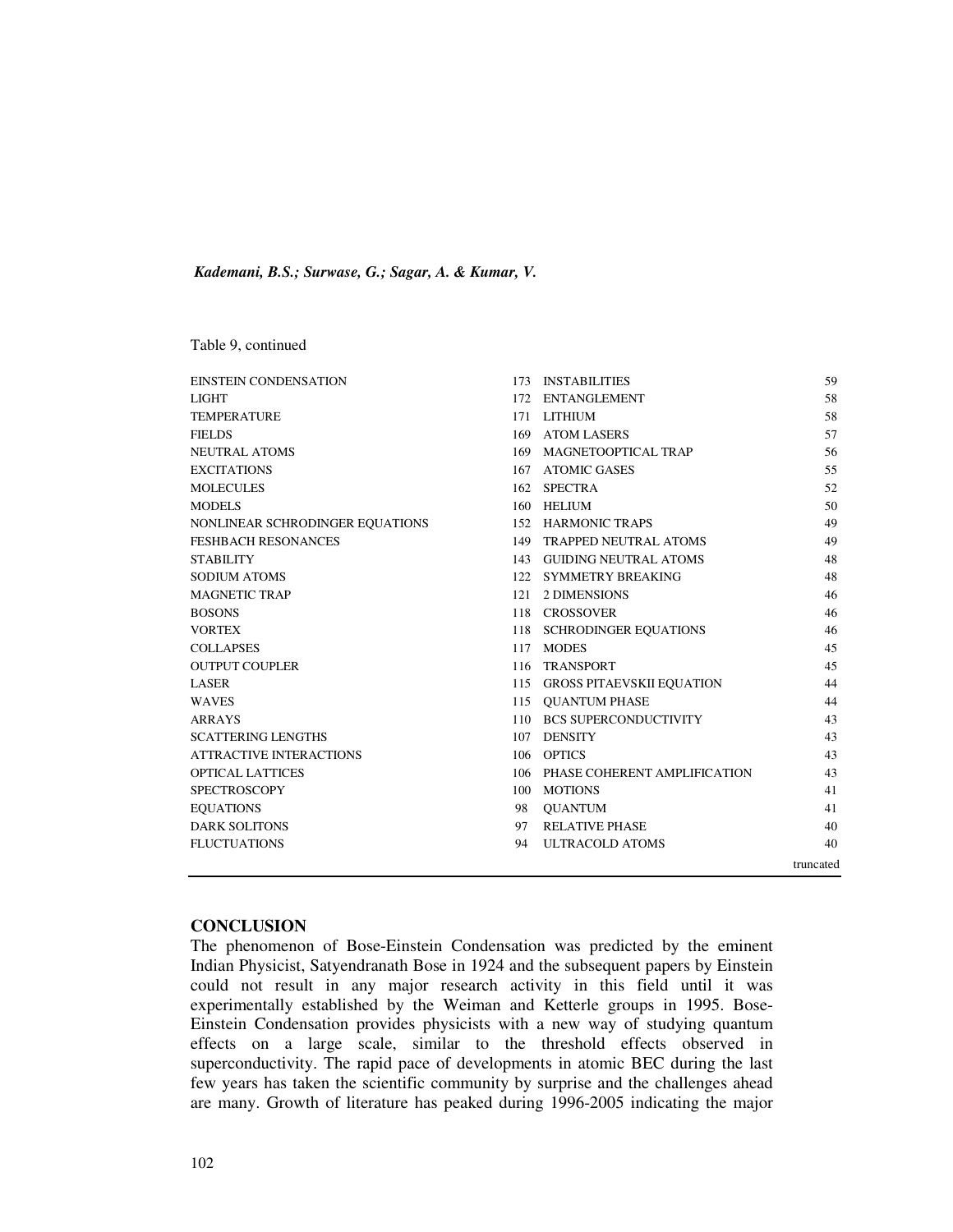Table 9, continued

| | | | |
|---|---|---|---|
| EINSTEIN CONDENSATION | 173 | INSTABILITIES | 59 |
| LIGHT | 172 | ENTANGLEMENT | 58 |
| TEMPERATURE | 171 | LITHIUM | 58 |
| FIELDS | 169 | ATOM LASERS | 57 |
| NEUTRAL ATOMS | 169 | MAGNETOOPTICAL TRAP | 56 |
| EXCITATIONS | 167 | ATOMIC GASES | 55 |
| MOLECULES | 162 | SPECTRA | 52 |
| MODELS | 160 | HELIUM | 50 |
| NONLINEAR SCHRODINGER EQUATIONS | 152 | HARMONIC TRAPS | 49 |
| FESHBACH RESONANCES | 149 | TRAPPED NEUTRAL ATOMS | 49 |
| STABILITY | 143 | GUIDING NEUTRAL ATOMS | 48 |
| SODIUM ATOMS | 122 | SYMMETRY BREAKING | 48 |
| MAGNETIC TRAP | 121 | 2 DIMENSIONS | 46 |
| BOSONS | 118 | CROSSOVER | 46 |
| VORTEX | 118 | SCHRODINGER EQUATIONS | 46 |
| COLLAPSES | 117 | MODES | 45 |
| OUTPUT COUPLER | 116 | TRANSPORT | 45 |
| LASER | 115 | GROSS PITAEVSKII EQUATION | 44 |
| WAVES | 115 | QUANTUM PHASE | 44 |
| ARRAYS | 110 | BCS SUPERCONDUCTIVITY | 43 |
| SCATTERING LENGTHS | 107 | DENSITY | 43 |
| ATTRACTIVE INTERACTIONS | 106 | OPTICS | 43 |
| OPTICAL LATTICES | 106 | PHASE COHERENT AMPLIFICATION | 43 |
| SPECTROSCOPY | 100 | MOTIONS | 41 |
| EQUATIONS | 98 | QUANTUM | 41 |
| DARK SOLITONS | 97 | RELATIVE PHASE | 40 |
| FLUCTUATIONS | 94 | ULTRACOLD ATOMS | 40 |
| | | | truncated |

**CONCLUSION**

The phenomenon of Bose-Einstein Condensation was predicted by the eminent Indian Physicist, Satyendranath Bose in 1924 and the subsequent papers by Einstein could not result in any major research activity in this field until it was experimentally established by the Weiman and Ketterle groups in 1995. Bose-Einstein Condensation provides physicists with a new way of studying quantum effects on a large scale, similar to the threshold effects observed in superconductivity. The rapid pace of developments in atomic BEC during the last few years has taken the scientific community by surprise and the challenges ahead are many. Growth of literature has peaked during 1996-2005 indicating the major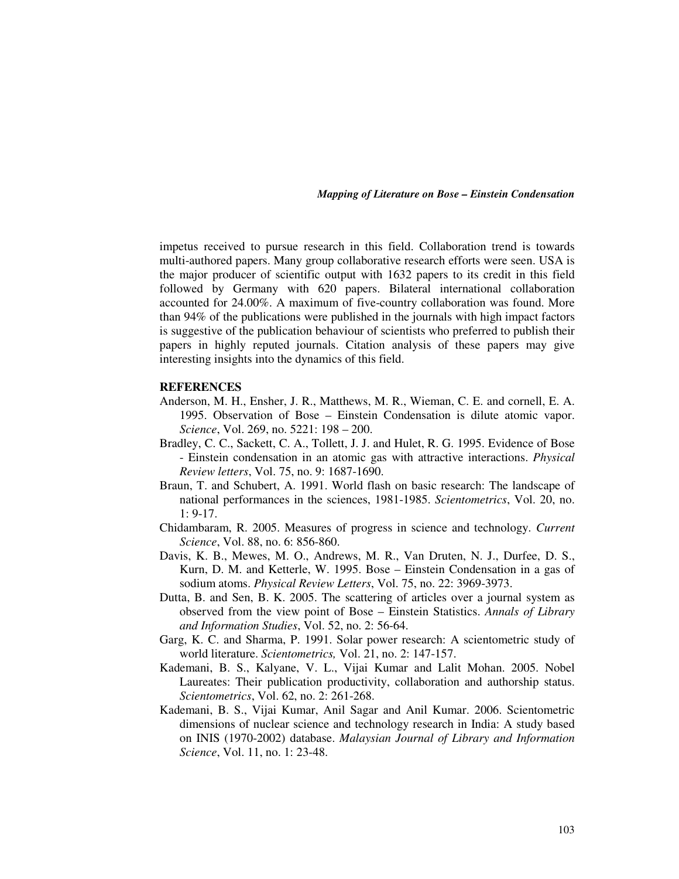impetus received to pursue research in this field. Collaboration trend is towards multi-authored papers. Many group collaborative research efforts were seen. USA is the major producer of scientific output with 1632 papers to its credit in this field followed by Germany with 620 papers. Bilateral international collaboration accounted for 24.00%. A maximum of five-country collaboration was found. More than 94% of the publications were published in the journals with high impact factors is suggestive of the publication behaviour of scientists who preferred to publish their papers in highly reputed journals. Citation analysis of these papers may give interesting insights into the dynamics of this field.

**REFERENCES**

Anderson, M. H., Ensher, J. R., Matthews, M. R., Wieman, C. E. and cornell, E. A. 1995. Observation of Bose – Einstein Condensation is dilute atomic vapor. *Science*, Vol. 269, no. 5221: 198 – 200.

Bradley, C. C., Sackett, C. A., Tollett, J. J. and Hulet, R. G. 1995. Evidence of Bose - Einstein condensation in an atomic gas with attractive interactions. *Physical Review letters*, Vol. 75, no. 9: 1687-1690.

Braun, T. and Schubert, A. 1991. World flash on basic research: The landscape of national performances in the sciences, 1981-1985. *Scientometrics*, Vol. 20, no. 1: 9-17.

Chidambaram, R. 2005. Measures of progress in science and technology. *Current Science*, Vol. 88, no. 6: 856-860.

Davis, K. B., Mewes, M. O., Andrews, M. R., Van Druten, N. J., Durfee, D. S., Kurn, D. M. and Ketterle, W. 1995. Bose – Einstein Condensation in a gas of sodium atoms. *Physical Review Letters*, Vol. 75, no. 22: 3969-3973.

Dutta, B. and Sen, B. K. 2005. The scattering of articles over a journal system as observed from the view point of Bose – Einstein Statistics. *Annals of Library and Information Studies*, Vol. 52, no. 2: 56-64.

Garg, K. C. and Sharma, P. 1991. Solar power research: A scientometric study of world literature. *Scientometrics,* Vol. 21, no. 2: 147-157.

Kademani, B. S., Kalyane, V. L., Vijai Kumar and Lalit Mohan. 2005. Nobel Laureates: Their publication productivity, collaboration and authorship status. *Scientometrics*, Vol. 62, no. 2: 261-268.

Kademani, B. S., Vijai Kumar, Anil Sagar and Anil Kumar. 2006. Scientometric dimensions of nuclear science and technology research in India: A study based on INIS (1970-2002) database. *Malaysian Journal of Library and Information Science*, Vol. 11, no. 1: 23-48.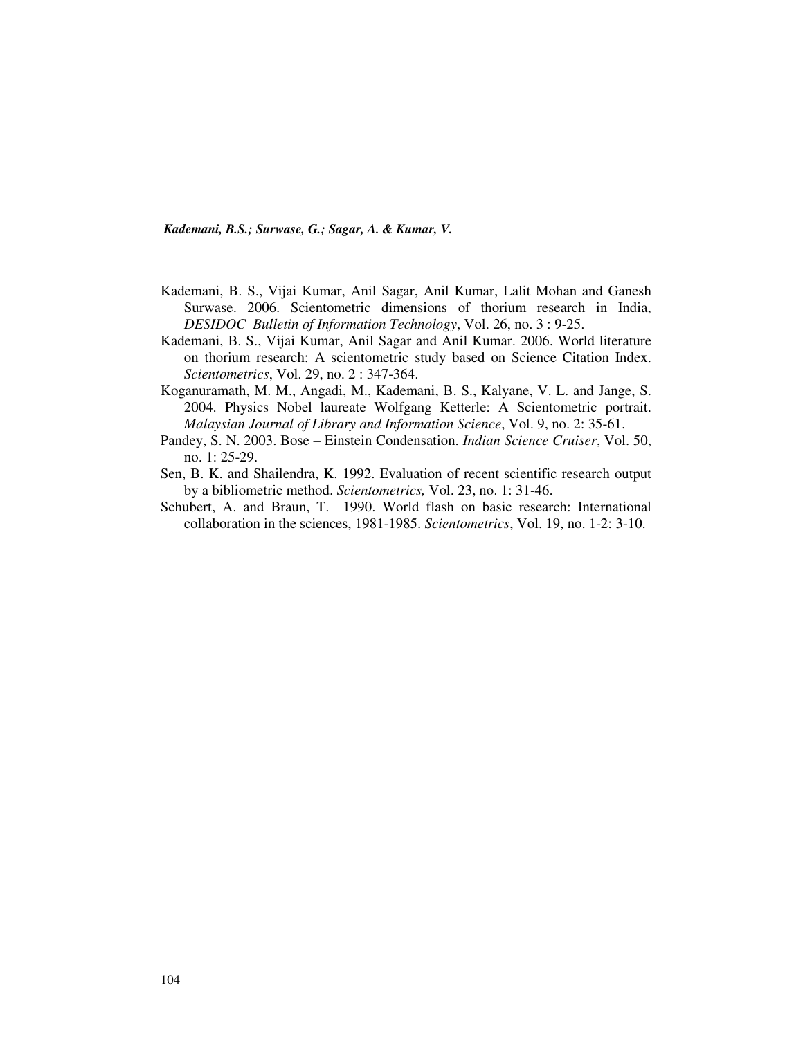Kademani, B. S., Vijai Kumar, Anil Sagar, Anil Kumar, Lalit Mohan and Ganesh Surwase. 2006. Scientometric dimensions of thorium research in India, *DESIDOC Bulletin of Information Technology*, Vol. 26, no. 3 : 9-25.

Kademani, B. S., Vijai Kumar, Anil Sagar and Anil Kumar. 2006. World literature on thorium research: A scientometric study based on Science Citation Index. *Scientometrics*, Vol. 29, no. 2 : 347-364.

Koganuramath, M. M., Angadi, M., Kademani, B. S., Kalyane, V. L. and Jange, S. 2004. Physics Nobel laureate Wolfgang Ketterle: A Scientometric portrait. *Malaysian Journal of Library and Information Science*, Vol. 9, no. 2: 35-61.

Pandey, S. N. 2003. Bose – Einstein Condensation. *Indian Science Cruiser*, Vol. 50, no. 1: 25-29.

Sen, B. K. and Shailendra, K. 1992. Evaluation of recent scientific research output by a bibliometric method. *Scientometrics,* Vol. 23, no. 1: 31-46.

Schubert, A. and Braun, T. 1990. World flash on basic research: International collaboration in the sciences, 1981-1985. *Scientometrics*, Vol. 19, no. 1-2: 3-10.